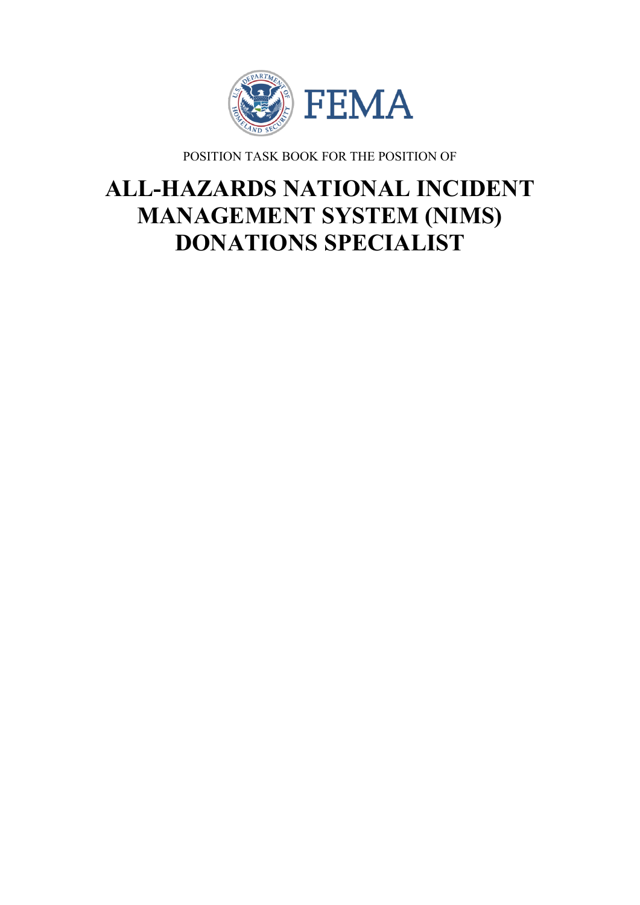FEMA

POSITION TASK BOOK FOR THE POSITION OF

# ALL-HAZARDS NATIONAL INCIDENT MANAGEMENT SYSTEM (NIMS) DONATIONS SPECIALIST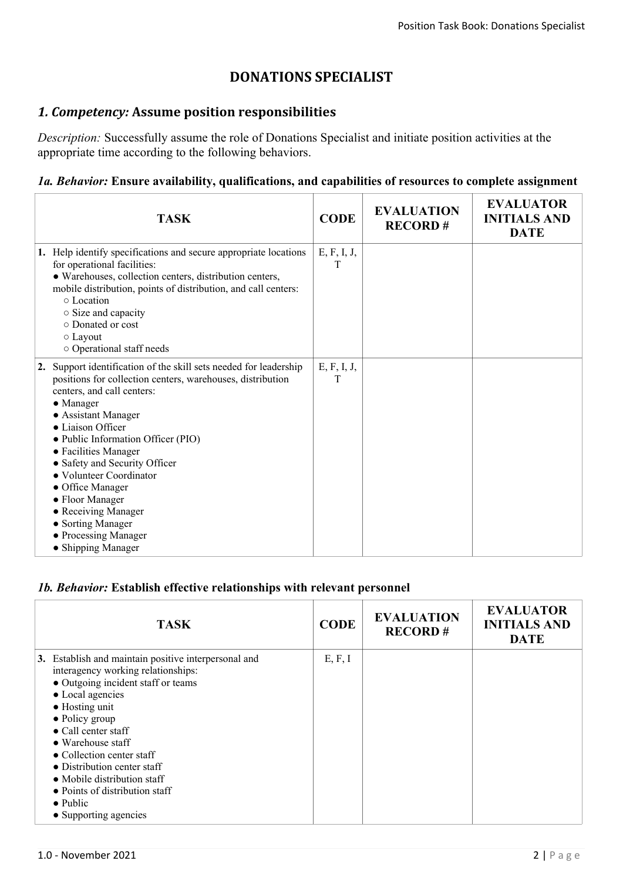# DONATIONS SPECIALIST

## *1. Competency:* Assume position responsibilities

*Description:* Successfully assume the role of Donations Specialist and initiate position activities at the appropriate time according to the following behaviors.

### *1a. Behavior:* Ensure availability, qualifications, and capabilities of resources to complete assignment

| TASK | CODE | EVALUATION RECORD # | EVALUATOR INITIALS AND DATE |
|---|---|---|---|
| **1.** Help identify specifications and secure appropriate locations for operational facilities:<br>● Warehouses, collection centers, distribution centers, mobile distribution, points of distribution, and call centers:<br>○ Location<br>○ Size and capacity<br>○ Donated or cost<br>○ Layout<br>○ Operational staff needs | E, F, I, J, T | | |
| **2.** Support identification of the skill sets needed for leadership positions for collection centers, warehouses, distribution centers, and call centers:<br>● Manager<br>● Assistant Manager<br>● Liaison Officer<br>● Public Information Officer (PIO)<br>● Facilities Manager<br>● Safety and Security Officer<br>● Volunteer Coordinator<br>● Office Manager<br>● Floor Manager<br>● Receiving Manager<br>● Sorting Manager<br>● Processing Manager<br>● Shipping Manager | E, F, I, J, T | | |

### *1b. Behavior:* Establish effective relationships with relevant personnel

| TASK | CODE | EVALUATION RECORD # | EVALUATOR INITIALS AND DATE |
|---|---|---|---|
| **3.** Establish and maintain positive interpersonal and interagency working relationships:<br>● Outgoing incident staff or teams<br>● Local agencies<br>● Hosting unit<br>● Policy group<br>● Call center staff<br>● Warehouse staff<br>● Collection center staff<br>● Distribution center staff<br>● Mobile distribution staff<br>● Points of distribution staff<br>● Public<br>● Supporting agencies | E, F, I | | |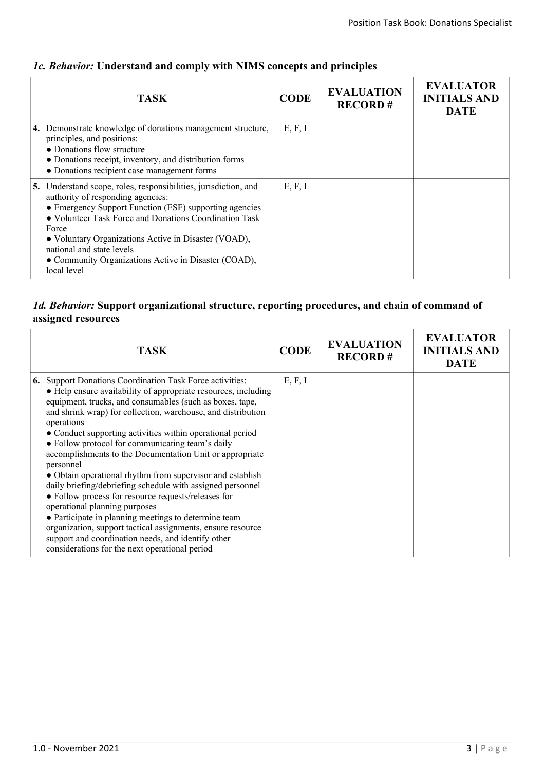### *1c. Behavior:* Understand and comply with NIMS concepts and principles

| TASK | CODE | EVALUATION RECORD # | EVALUATOR INITIALS AND DATE |
|---|---|---|---|
| **4.** Demonstrate knowledge of donations management structure, principles, and positions:<br>● Donations flow structure<br>● Donations receipt, inventory, and distribution forms<br>● Donations recipient case management forms | E, F, I | | |
| **5.** Understand scope, roles, responsibilities, jurisdiction, and authority of responding agencies:<br>● Emergency Support Function (ESF) supporting agencies<br>● Volunteer Task Force and Donations Coordination Task Force<br>● Voluntary Organizations Active in Disaster (VOAD), national and state levels<br>● Community Organizations Active in Disaster (COAD), local level | E, F, I | | |

### *1d. Behavior:* Support organizational structure, reporting procedures, and chain of command of assigned resources

| TASK | CODE | EVALUATION RECORD # | EVALUATOR INITIALS AND DATE |
|---|---|---|---|
| **6.** Support Donations Coordination Task Force activities:<br>● Help ensure availability of appropriate resources, including equipment, trucks, and consumables (such as boxes, tape, and shrink wrap) for collection, warehouse, and distribution operations<br>● Conduct supporting activities within operational period<br>● Follow protocol for communicating team's daily accomplishments to the Documentation Unit or appropriate personnel<br>● Obtain operational rhythm from supervisor and establish daily briefing/debriefing schedule with assigned personnel<br>● Follow process for resource requests/releases for operational planning purposes<br>● Participate in planning meetings to determine team organization, support tactical assignments, ensure resource support and coordination needs, and identify other considerations for the next operational period | E, F, I | | |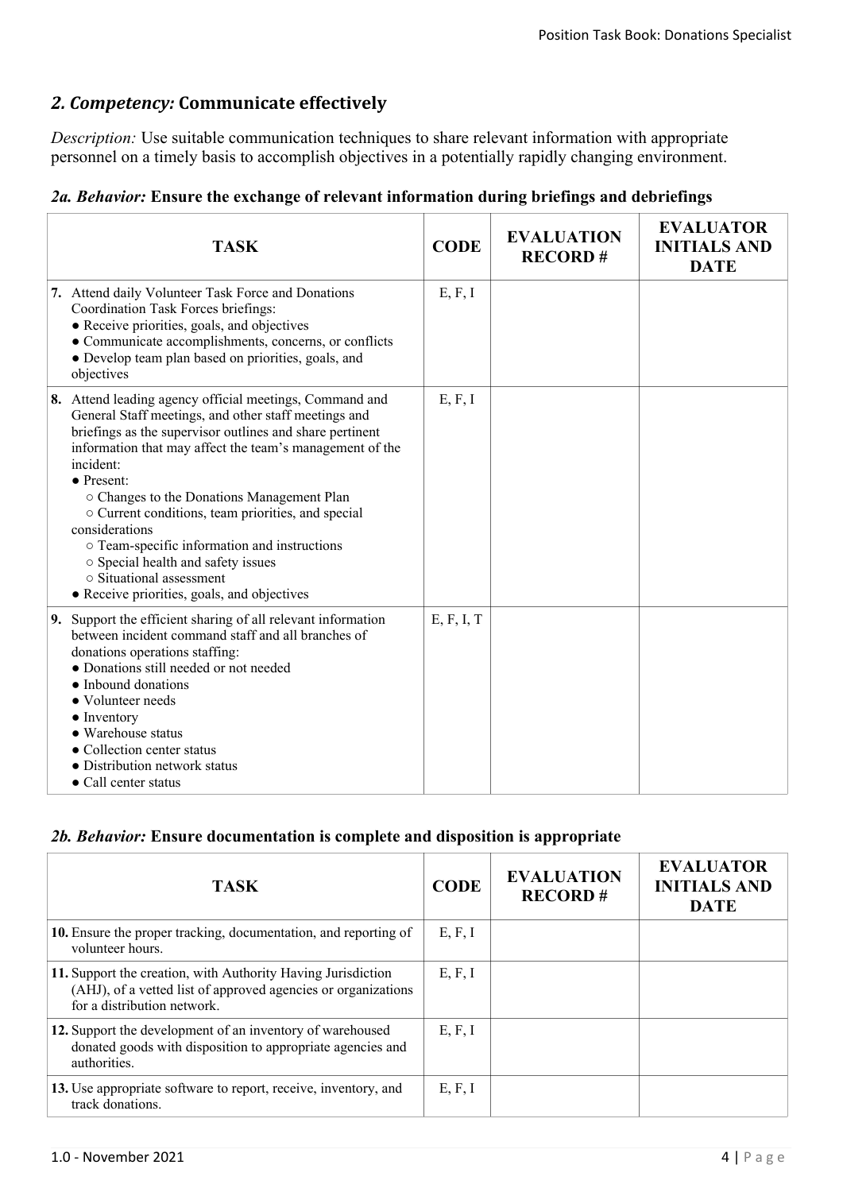## *2. Competency:* Communicate effectively

*Description:* Use suitable communication techniques to share relevant information with appropriate personnel on a timely basis to accomplish objectives in a potentially rapidly changing environment.

### *2a. Behavior:* Ensure the exchange of relevant information during briefings and debriefings

| TASK | CODE | EVALUATION RECORD # | EVALUATOR INITIALS AND DATE |
|---|---|---|---|
| **7.** Attend daily Volunteer Task Force and Donations Coordination Task Forces briefings:<br>● Receive priorities, goals, and objectives<br>● Communicate accomplishments, concerns, or conflicts<br>● Develop team plan based on priorities, goals, and objectives | E, F, I | | |
| **8.** Attend leading agency official meetings, Command and General Staff meetings, and other staff meetings and briefings as the supervisor outlines and share pertinent information that may affect the team's management of the incident:<br>● Present:<br>○ Changes to the Donations Management Plan<br>○ Current conditions, team priorities, and special considerations<br>○ Team-specific information and instructions<br>○ Special health and safety issues<br>○ Situational assessment<br>● Receive priorities, goals, and objectives | E, F, I | | |
| **9.** Support the efficient sharing of all relevant information between incident command staff and all branches of donations operations staffing:<br>● Donations still needed or not needed<br>● Inbound donations<br>● Volunteer needs<br>● Inventory<br>● Warehouse status<br>● Collection center status<br>● Distribution network status<br>● Call center status | E, F, I, T | | |

### *2b. Behavior:* Ensure documentation is complete and disposition is appropriate

| TASK | CODE | EVALUATION RECORD # | EVALUATOR INITIALS AND DATE |
|---|---|---|---|
| **10.** Ensure the proper tracking, documentation, and reporting of volunteer hours. | E, F, I | | |
| **11.** Support the creation, with Authority Having Jurisdiction (AHJ), of a vetted list of approved agencies or organizations for a distribution network. | E, F, I | | |
| **12.** Support the development of an inventory of warehoused donated goods with disposition to appropriate agencies and authorities. | E, F, I | | |
| **13.** Use appropriate software to report, receive, inventory, and track donations. | E, F, I | | |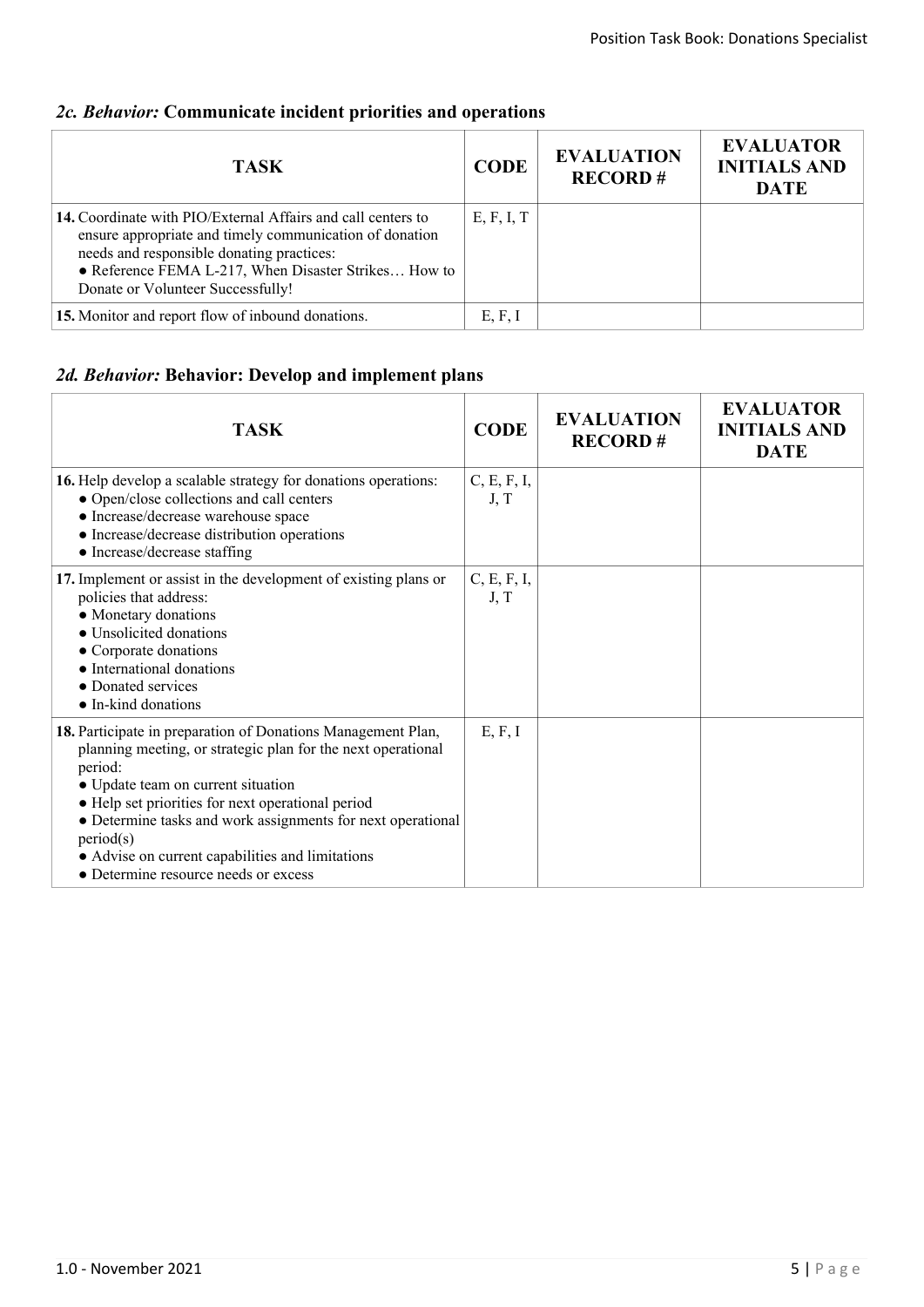### *2c. Behavior:* **Communicate incident priorities and operations**

| TASK | CODE | EVALUATION RECORD # | EVALUATOR INITIALS AND DATE |
|---|---|---|---|
| **14.** Coordinate with PIO/External Affairs and call centers to ensure appropriate and timely communication of donation needs and responsible donating practices:<br>● Reference FEMA L-217, When Disaster Strikes… How to Donate or Volunteer Successfully! | E, F, I, T | | |
| **15.** Monitor and report flow of inbound donations. | E, F, I | | |

### *2d. Behavior:* **Behavior: Develop and implement plans**

| TASK | CODE | EVALUATION RECORD # | EVALUATOR INITIALS AND DATE |
|---|---|---|---|
| **16.** Help develop a scalable strategy for donations operations:<br>● Open/close collections and call centers<br>● Increase/decrease warehouse space<br>● Increase/decrease distribution operations<br>● Increase/decrease staffing | C, E, F, I, J, T | | |
| **17.** Implement or assist in the development of existing plans or policies that address:<br>● Monetary donations<br>● Unsolicited donations<br>● Corporate donations<br>● International donations<br>● Donated services<br>● In-kind donations | C, E, F, I, J, T | | |
| **18.** Participate in preparation of Donations Management Plan, planning meeting, or strategic plan for the next operational period:<br>● Update team on current situation<br>● Help set priorities for next operational period<br>● Determine tasks and work assignments for next operational period(s)<br>● Advise on current capabilities and limitations<br>● Determine resource needs or excess | E, F, I | | |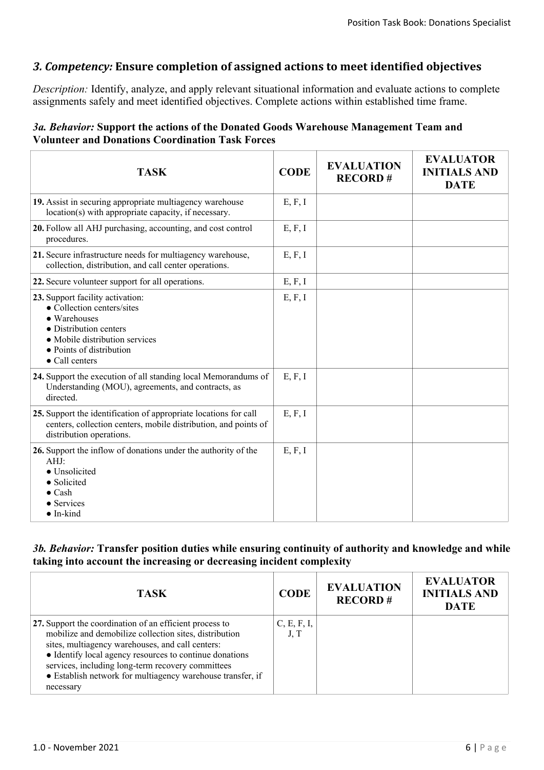## *3. Competency:* Ensure completion of assigned actions to meet identified objectives

*Description:* Identify, analyze, and apply relevant situational information and evaluate actions to complete assignments safely and meet identified objectives. Complete actions within established time frame.

### *3a. Behavior:* Support the actions of the Donated Goods Warehouse Management Team and Volunteer and Donations Coordination Task Forces

| TASK | CODE | EVALUATION RECORD # | EVALUATOR INITIALS AND DATE |
|---|---|---|---|
| **19.** Assist in securing appropriate multiagency warehouse location(s) with appropriate capacity, if necessary. | E, F, I | | |
| **20.** Follow all AHJ purchasing, accounting, and cost control procedures. | E, F, I | | |
| **21.** Secure infrastructure needs for multiagency warehouse, collection, distribution, and call center operations. | E, F, I | | |
| **22.** Secure volunteer support for all operations. | E, F, I | | |
| **23.** Support facility activation:<br>● Collection centers/sites<br>● Warehouses<br>● Distribution centers<br>● Mobile distribution services<br>● Points of distribution<br>● Call centers | E, F, I | | |
| **24.** Support the execution of all standing local Memorandums of Understanding (MOU), agreements, and contracts, as directed. | E, F, I | | |
| **25.** Support the identification of appropriate locations for call centers, collection centers, mobile distribution, and points of distribution operations. | E, F, I | | |
| **26.** Support the inflow of donations under the authority of the AHJ:<br>● Unsolicited<br>● Solicited<br>● Cash<br>● Services<br>● In-kind | E, F, I | | |

### *3b. Behavior:* Transfer position duties while ensuring continuity of authority and knowledge and while taking into account the increasing or decreasing incident complexity

| TASK | CODE | EVALUATION RECORD # | EVALUATOR INITIALS AND DATE |
|---|---|---|---|
| **27.** Support the coordination of an efficient process to mobilize and demobilize collection sites, distribution sites, multiagency warehouses, and call centers:<br>● Identify local agency resources to continue donations services, including long-term recovery committees<br>● Establish network for multiagency warehouse transfer, if necessary | C, E, F, I, J, T | | |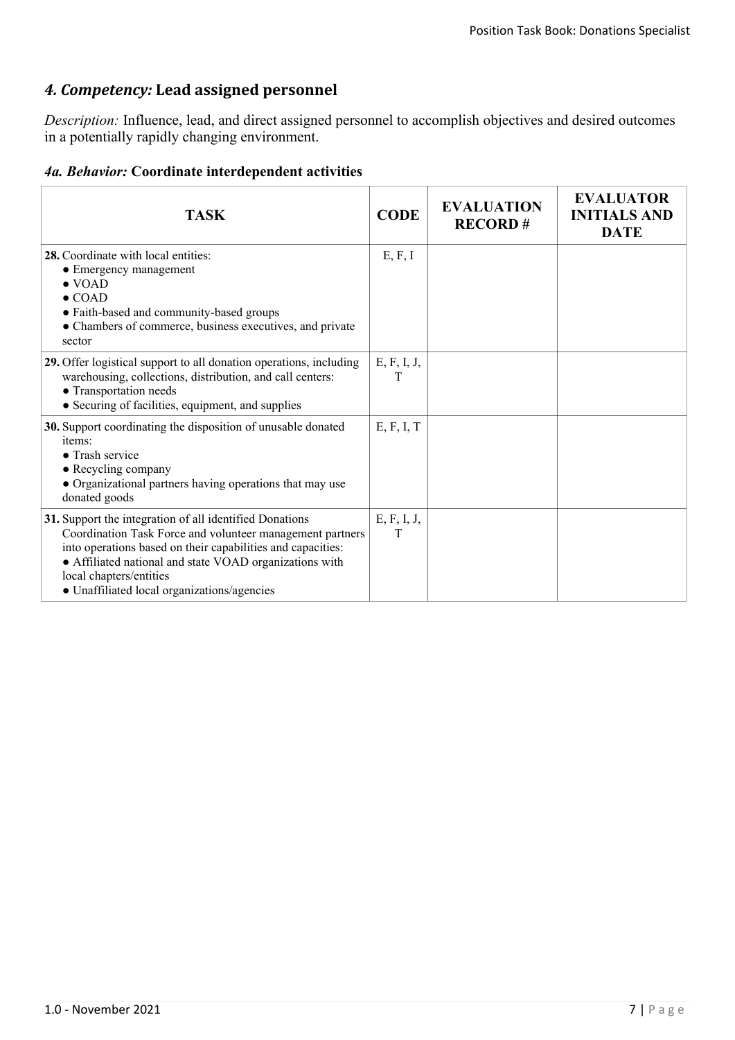## *4. Competency:* Lead assigned personnel

*Description:* Influence, lead, and direct assigned personnel to accomplish objectives and desired outcomes in a potentially rapidly changing environment.

### *4a. Behavior:* Coordinate interdependent activities

| TASK | CODE | EVALUATION RECORD # | EVALUATOR INITIALS AND DATE |
|---|---|---|---|
| **28.** Coordinate with local entities:<br>● Emergency management<br>● VOAD<br>● COAD<br>● Faith-based and community-based groups<br>● Chambers of commerce, business executives, and private sector | E, F, I | | |
| **29.** Offer logistical support to all donation operations, including warehousing, collections, distribution, and call centers:<br>● Transportation needs<br>● Securing of facilities, equipment, and supplies | E, F, I, J, T | | |
| **30.** Support coordinating the disposition of unusable donated items:<br>● Trash service<br>● Recycling company<br>● Organizational partners having operations that may use donated goods | E, F, I, T | | |
| **31.** Support the integration of all identified Donations Coordination Task Force and volunteer management partners into operations based on their capabilities and capacities:<br>● Affiliated national and state VOAD organizations with local chapters/entities<br>● Unaffiliated local organizations/agencies | E, F, I, J, T | | |